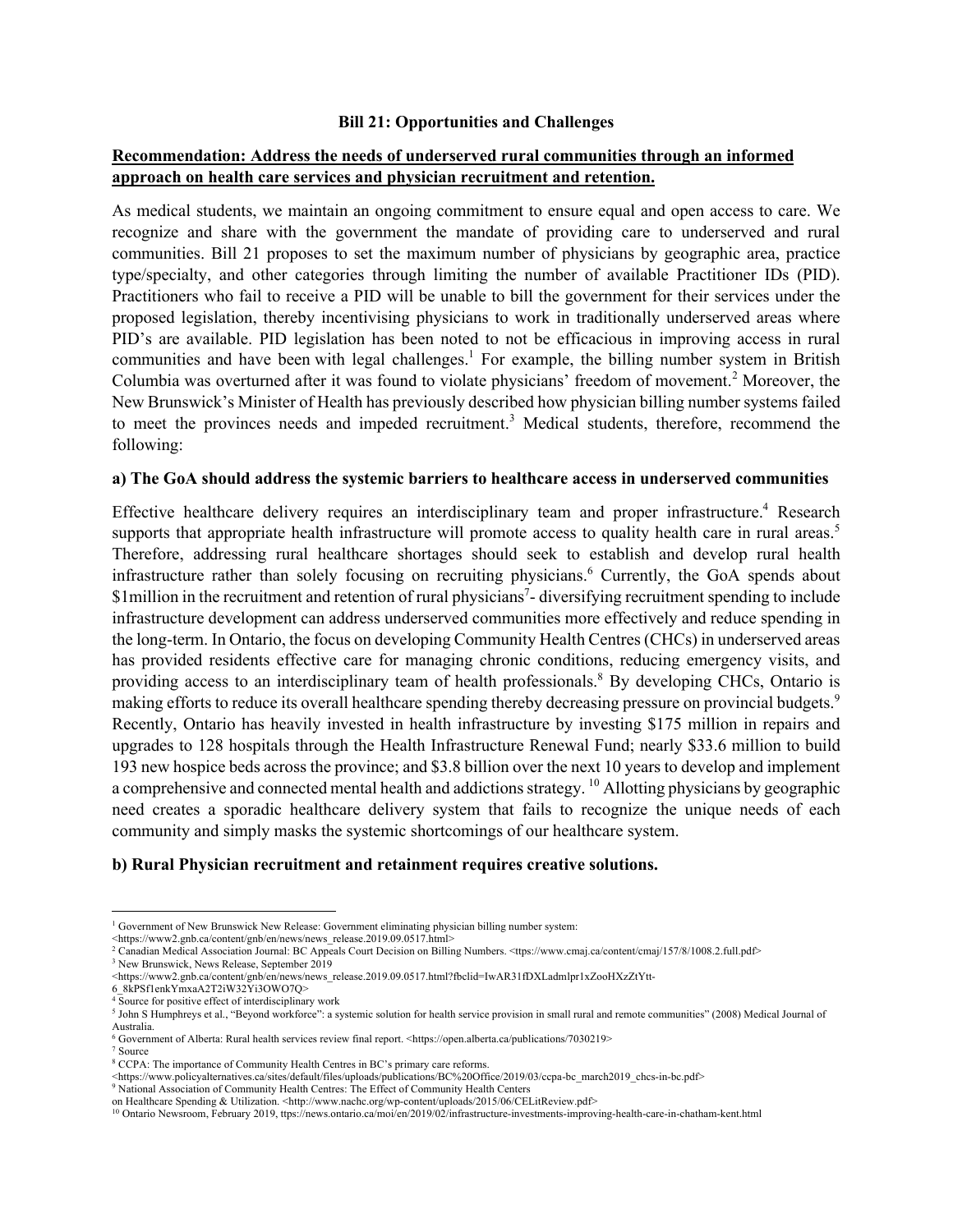**Bill 21: Opportunities and Challenges**

**Recommendation: Address the needs of underserved rural communities through an informed approach on health care services and physician recruitment and retention.**

As medical students, we maintain an ongoing commitment to ensure equal and open access to care. We recognize and share with the government the mandate of providing care to underserved and rural communities. Bill 21 proposes to set the maximum number of physicians by geographic area, practice type/specialty, and other categories through limiting the number of available Practitioner IDs (PID). Practitioners who fail to receive a PID will be unable to bill the government for their services under the proposed legislation, thereby incentivising physicians to work in traditionally underserved areas where PID's are available. PID legislation has been noted to not be efficacious in improving access in rural communities and have been with legal challenges.[1] For example, the billing number system in British Columbia was overturned after it was found to violate physicians' freedom of movement.[2] Moreover, the New Brunswick's Minister of Health has previously described how physician billing number systems failed to meet the provinces needs and impeded recruitment.[3] Medical students, therefore, recommend the following:

**a) The GoA should address the systemic barriers to healthcare access in underserved communities**

Effective healthcare delivery requires an interdisciplinary team and proper infrastructure.[4] Research supports that appropriate health infrastructure will promote access to quality health care in rural areas.[5] Therefore, addressing rural healthcare shortages should seek to establish and develop rural health infrastructure rather than solely focusing on recruiting physicians.[6] Currently, the GoA spends about $1million in the recruitment and retention of rural physicians[7]- diversifying recruitment spending to include infrastructure development can address underserved communities more effectively and reduce spending in the long-term. In Ontario, the focus on developing Community Health Centres (CHCs) in underserved areas has provided residents effective care for managing chronic conditions, reducing emergency visits, and providing access to an interdisciplinary team of health professionals.[8] By developing CHCs, Ontario is making efforts to reduce its overall healthcare spending thereby decreasing pressure on provincial budgets.[9] Recently, Ontario has heavily invested in health infrastructure by investing $175 million in repairs and upgrades to 128 hospitals through the Health Infrastructure Renewal Fund; nearly $33.6 million to build 193 new hospice beds across the province; and $3.8 billion over the next 10 years to develop and implement a comprehensive and connected mental health and addictions strategy. [10] Allotting physicians by geographic need creates a sporadic healthcare delivery system that fails to recognize the unique needs of each community and simply masks the systemic shortcomings of our healthcare system.

**b) Rural Physician recruitment and retainment requires creative solutions.**

---

[1] Government of New Brunswick New Release: Government eliminating physician billing number system: <https://www2.gnb.ca/content/gnb/en/news/news_release.2019.09.0517.html>

[2] Canadian Medical Association Journal: BC Appeals Court Decision on Billing Numbers. <ttps://www.cmaj.ca/content/cmaj/157/8/1008.2.full.pdf>

[3] New Brunswick, News Release, September 2019 <https://www2.gnb.ca/content/gnb/en/news/news_release.2019.09.0517.html?fbclid=IwAR31fDXLadmlpr1xZooHXzZtYtt-6_8kPSf1enkYmxaA2T2iW32Yi3OWO7Q>

[4] Source for positive effect of interdisciplinary work

[5] John S Humphreys et al., "Beyond workforce": a systemic solution for health service provision in small rural and remote communities" (2008) Medical Journal of Australia.

[6] Government of Alberta: Rural health services review final report. <https://open.alberta.ca/publications/7030219>

[7] Source

[8] CCPA: The importance of Community Health Centres in BC's primary care reforms. <https://www.policyalternatives.ca/sites/default/files/uploads/publications/BC%20Office/2019/03/ccpa-bc_march2019_chcs-in-bc.pdf>

[9] National Association of Community Health Centres: The Effect of Community Health Centers on Healthcare Spending & Utilization. <http://www.nachc.org/wp-content/uploads/2015/06/CELitReview.pdf>

[10] Ontario Newsroom, February 2019, ttps://news.ontario.ca/moi/en/2019/02/infrastructure-investments-improving-health-care-in-chatham-kent.html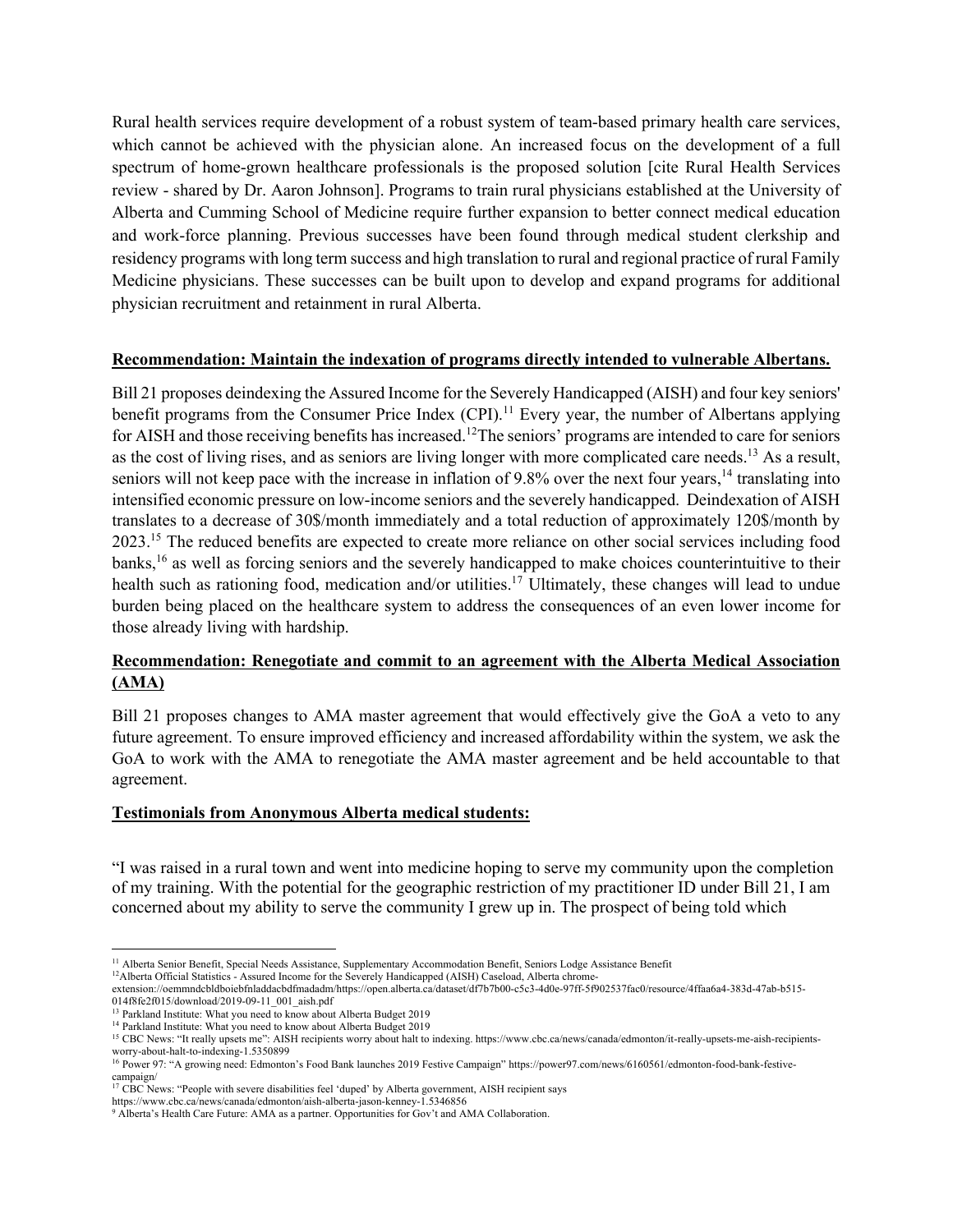Rural health services require development of a robust system of team-based primary health care services, which cannot be achieved with the physician alone. An increased focus on the development of a full spectrum of home-grown healthcare professionals is the proposed solution [cite Rural Health Services review - shared by Dr. Aaron Johnson]. Programs to train rural physicians established at the University of Alberta and Cumming School of Medicine require further expansion to better connect medical education and work-force planning. Previous successes have been found through medical student clerkship and residency programs with long term success and high translation to rural and regional practice of rural Family Medicine physicians. These successes can be built upon to develop and expand programs for additional physician recruitment and retainment in rural Alberta.

**Recommendation: Maintain the indexation of programs directly intended to vulnerable Albertans.**

Bill 21 proposes deindexing the Assured Income for the Severely Handicapped (AISH) and four key seniors' benefit programs from the Consumer Price Index (CPI).[11] Every year, the number of Albertans applying for AISH and those receiving benefits has increased.[12] The seniors' programs are intended to care for seniors as the cost of living rises, and as seniors are living longer with more complicated care needs.[13] As a result, seniors will not keep pace with the increase in inflation of 9.8% over the next four years,[14] translating into intensified economic pressure on low-income seniors and the severely handicapped. Deindexation of AISH translates to a decrease of 30$/month immediately and a total reduction of approximately 120$/month by 2023.[15] The reduced benefits are expected to create more reliance on other social services including food banks,[16] as well as forcing seniors and the severely handicapped to make choices counterintuitive to their health such as rationing food, medication and/or utilities.[17] Ultimately, these changes will lead to undue burden being placed on the healthcare system to address the consequences of an even lower income for those already living with hardship.

**Recommendation: Renegotiate and commit to an agreement with the Alberta Medical Association (AMA)**

Bill 21 proposes changes to AMA master agreement that would effectively give the GoA a veto to any future agreement. To ensure improved efficiency and increased affordability within the system, we ask the GoA to work with the AMA to renegotiate the AMA master agreement and be held accountable to that agreement.

**Testimonials from Anonymous Alberta medical students:**

"I was raised in a rural town and went into medicine hoping to serve my community upon the completion of my training. With the potential for the geographic restriction of my practitioner ID under Bill 21, I am concerned about my ability to serve the community I grew up in. The prospect of being told which

---

[11] Alberta Senior Benefit, Special Needs Assistance, Supplementary Accommodation Benefit, Seniors Lodge Assistance Benefit

[12] Alberta Official Statistics - Assured Income for the Severely Handicapped (AISH) Caseload, Alberta chrome-extension://oemmndcbldboiebfnladdacbdfmadadm/https://open.alberta.ca/dataset/df7b7b00-c5c3-4d0e-97ff-5f902537fac0/resource/4ffaa6a4-383d-47ab-b515-014f8fe2f015/download/2019-09-11_001_aish.pdf

[13] Parkland Institute: What you need to know about Alberta Budget 2019

[14] Parkland Institute: What you need to know about Alberta Budget 2019

[15] CBC News: "It really upsets me": AISH recipients worry about halt to indexing. https://www.cbc.ca/news/canada/edmonton/it-really-upsets-me-aish-recipients-worry-about-halt-to-indexing-1.5350899

[16] Power 97: "A growing need: Edmonton's Food Bank launches 2019 Festive Campaign" https://power97.com/news/6160561/edmonton-food-bank-festive-campaign/

[17] CBC News: "People with severe disabilities feel 'duped' by Alberta government, AISH recipient says https://www.cbc.ca/news/canada/edmonton/aish-alberta-jason-kenney-1.5346856

[9] Alberta's Health Care Future: AMA as a partner. Opportunities for Gov't and AMA Collaboration.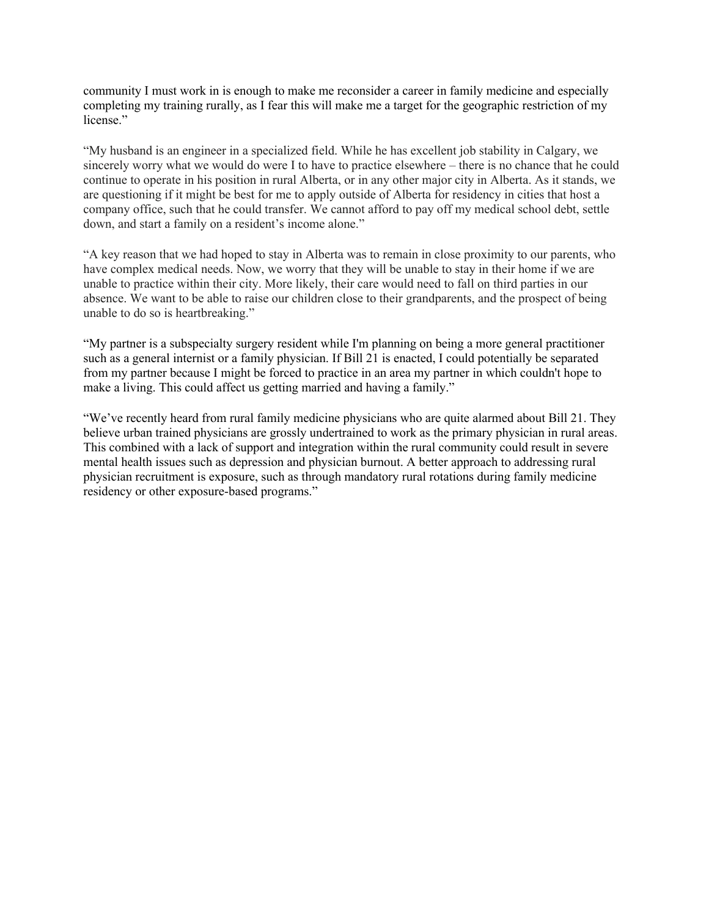community I must work in is enough to make me reconsider a career in family medicine and especially completing my training rurally, as I fear this will make me a target for the geographic restriction of my license."

"My husband is an engineer in a specialized field. While he has excellent job stability in Calgary, we sincerely worry what we would do were I to have to practice elsewhere – there is no chance that he could continue to operate in his position in rural Alberta, or in any other major city in Alberta. As it stands, we are questioning if it might be best for me to apply outside of Alberta for residency in cities that host a company office, such that he could transfer. We cannot afford to pay off my medical school debt, settle down, and start a family on a resident's income alone."

"A key reason that we had hoped to stay in Alberta was to remain in close proximity to our parents, who have complex medical needs. Now, we worry that they will be unable to stay in their home if we are unable to practice within their city. More likely, their care would need to fall on third parties in our absence. We want to be able to raise our children close to their grandparents, and the prospect of being unable to do so is heartbreaking."

"My partner is a subspecialty surgery resident while I'm planning on being a more general practitioner such as a general internist or a family physician. If Bill 21 is enacted, I could potentially be separated from my partner because I might be forced to practice in an area my partner in which couldn't hope to make a living. This could affect us getting married and having a family."

"We've recently heard from rural family medicine physicians who are quite alarmed about Bill 21. They believe urban trained physicians are grossly undertrained to work as the primary physician in rural areas. This combined with a lack of support and integration within the rural community could result in severe mental health issues such as depression and physician burnout. A better approach to addressing rural physician recruitment is exposure, such as through mandatory rural rotations during family medicine residency or other exposure-based programs."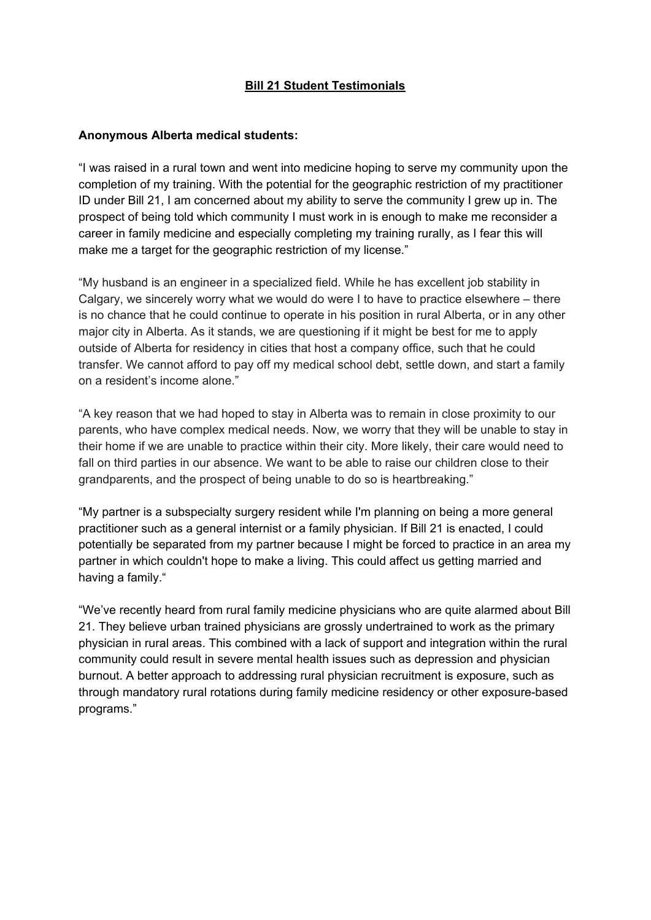# Bill 21 Student Testimonials

**Anonymous Alberta medical students:**

“I was raised in a rural town and went into medicine hoping to serve my community upon the completion of my training. With the potential for the geographic restriction of my practitioner ID under Bill 21, I am concerned about my ability to serve the community I grew up in. The prospect of being told which community I must work in is enough to make me reconsider a career in family medicine and especially completing my training rurally, as I fear this will make me a target for the geographic restriction of my license.”

“My husband is an engineer in a specialized field. While he has excellent job stability in Calgary, we sincerely worry what we would do were I to have to practice elsewhere – there is no chance that he could continue to operate in his position in rural Alberta, or in any other major city in Alberta. As it stands, we are questioning if it might be best for me to apply outside of Alberta for residency in cities that host a company office, such that he could transfer. We cannot afford to pay off my medical school debt, settle down, and start a family on a resident’s income alone.”

“A key reason that we had hoped to stay in Alberta was to remain in close proximity to our parents, who have complex medical needs. Now, we worry that they will be unable to stay in their home if we are unable to practice within their city. More likely, their care would need to fall on third parties in our absence. We want to be able to raise our children close to their grandparents, and the prospect of being unable to do so is heartbreaking.”

“My partner is a subspecialty surgery resident while I'm planning on being a more general practitioner such as a general internist or a family physician. If Bill 21 is enacted, I could potentially be separated from my partner because I might be forced to practice in an area my partner in which couldn't hope to make a living. This could affect us getting married and having a family.“

“We’ve recently heard from rural family medicine physicians who are quite alarmed about Bill 21. They believe urban trained physicians are grossly undertrained to work as the primary physician in rural areas. This combined with a lack of support and integration within the rural community could result in severe mental health issues such as depression and physician burnout. A better approach to addressing rural physician recruitment is exposure, such as through mandatory rural rotations during family medicine residency or other exposure-based programs.”